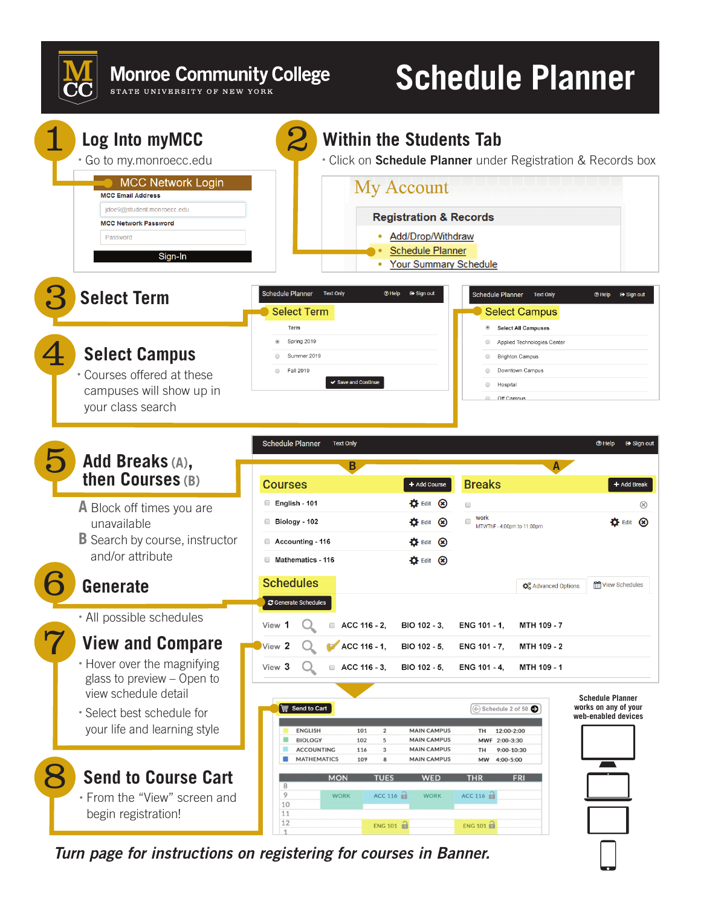# Monroe Community College
STATE UNIVERSITY OF NEW YORK

# Schedule Planner

## 1 Log Into myMCC

- Go to my.monroecc.edu

MCC Network Login

MCC Email Address

jdoe9@student.monroecc.edu

MCC Network Password

Password

Sign-In

## 2 Within the Students Tab

- Click on **Schedule Planner** under Registration & Records box

My Account

Registration & Records

- Add/Drop/Withdraw
- Schedule Planner
- Your Summary Schedule

## 3 Select Term

Schedule Planner | Text Only | Help | Sign out

Select Term

Term

- Spring 2019
- Summer 2019
- Fall 2019

Save and Continue

## 4 Select Campus

- Courses offered at these campuses will show up in your class search

Schedule Planner | Text Only | Help | Sign out

Select Campus

- Select All Campuses
- Applied Technologies Center
- Brighton Campus
- Downtown Campus
- Hospital
- Off Campus

## 5 Add Breaks (A), then Courses (B)

**A** Block off times you are unavailable

**B** Search by course, instructor and/or attribute

## 6 Generate

- All possible schedules

## 7 View and Compare

- Hover over the magnifying glass to preview – Open to view schedule detail
- Select best schedule for your life and learning style

## 8 Send to Course Cart

- From the "View" screen and begin registration!

Schedule Planner | Text Only | Help | Sign out

**Courses** (B) — + Add Course

- English - 101 — Edit
- Biology - 102 — Edit
- Accounting - 116 — Edit
- Mathematics - 116 — Edit

**Breaks** (A) — + Add Break

- work — MTWThF - 4:00pm to 11:00pm — Edit

**Schedules** — Generate Schedules | Advanced Options | View Schedules

| | | | | |
|---|---|---|---|---|
| View 1 | ACC 116 - 2, | BIO 102 - 3, | ENG 101 - 1, | MTH 109 - 7 |
| View 2 | ACC 116 - 1, | BIO 102 - 5, | ENG 101 - 7, | MTH 109 - 2 |
| View 3 | ACC 116 - 3, | BIO 102 - 5, | ENG 101 - 4, | MTH 109 - 1 |

Send to Cart | Schedule 2 of 50

| | | | | | |
|---|---|---|---|---|---|
| ENGLISH | 101 | 2 | MAIN CAMPUS | TH | 12:00-2:00 |
| BIOLOGY | 102 | 5 | MAIN CAMPUS | MWF | 2:00-3:30 |
| ACCOUNTING | 116 | 3 | MAIN CAMPUS | TH | 9:00-10:30 |
| MATHEMATICS | 109 | 8 | MAIN CAMPUS | MW | 4:00-5:00 |

| | MON | TUES | WED | THR | FRI |
|---|---|---|---|---|---|
| 8 | | | | | |
| 9 | WORK | ACC 116 | WORK | ACC 116 | |
| 10 | | | | | |
| 11 | | | | | |
| 12 | | ENG 101 | | ENG 101 | |
| 1 | | | | | |

Schedule Planner works on any of your web-enabled devices

*Turn page for instructions on registering for courses in Banner.*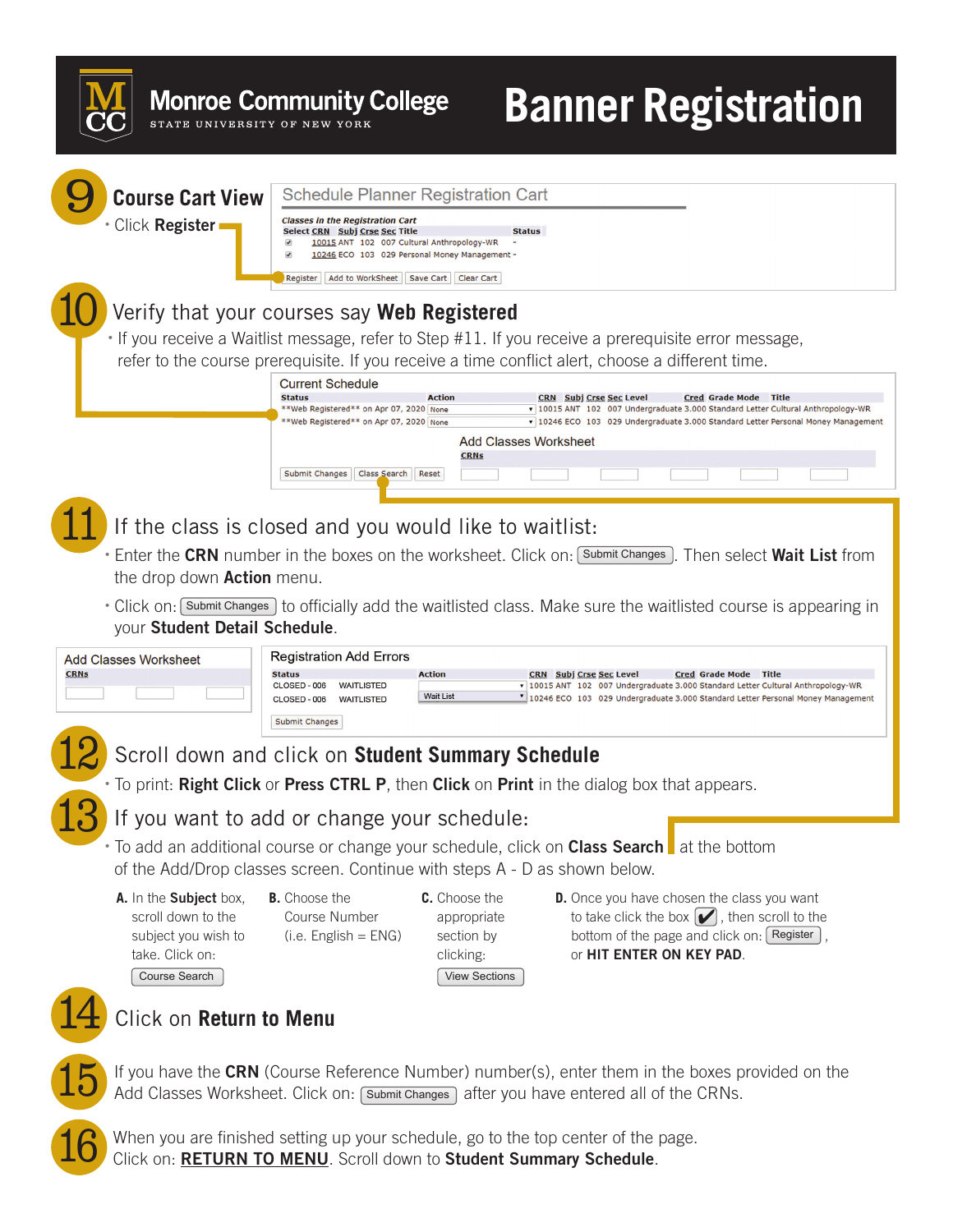# Monroe Community College
STATE UNIVERSITY OF NEW YORK

# Banner Registration

## 9 Course Cart View

- Click **Register**

**Schedule Planner Registration Cart**

*Classes in the Registration Cart*

| Select | CRN | Subj | Crse | Sec | Title | Status |
|---|---|---|---|---|---|---|
| ☑ | 10015 | ANT | 102 | 007 | Cultural Anthropology-WR | - |
| ☑ | 10246 | ECO | 103 | 029 | Personal Money Management | - |

Register | Add to WorkSheet | Save Cart | Clear Cart

## 10 Verify that your courses say **Web Registered**

- If you receive a Waitlist message, refer to Step #11. If you receive a prerequisite error message, refer to the course prerequisite. If you receive a time conflict alert, choose a different time.

**Current Schedule**

| Status | Action | CRN | Subj | Crse | Sec | Level | Cred | Grade Mode | Title |
|---|---|---|---|---|---|---|---|---|---|
| **Web Registered** on Apr 07, 2020 | None | 10015 | ANT | 102 | 007 | Undergraduate | 3.000 | Standard Letter | Cultural Anthropology-WR |
| **Web Registered** on Apr 07, 2020 | None | 10246 | ECO | 103 | 029 | Undergraduate | 3.000 | Standard Letter | Personal Money Management |

Add Classes Worksheet

CRNS

Submit Changes | Class Search | Reset

## 11 If the class is closed and you would like to waitlist:

- Enter the **CRN** number in the boxes on the worksheet. Click on: Submit Changes. Then select **Wait List** from the drop down **Action** menu.
- Click on: Submit Changes to officially add the waitlisted class. Make sure the waitlisted course is appearing in your **Student Detail Schedule**.

Add Classes Worksheet

CRNS

**Registration Add Errors**

| Status | | Action | CRN | Subj | Crse | Sec | Level | Cred | Grade Mode | Title |
|---|---|---|---|---|---|---|---|---|---|---|
| CLOSED - 006 | WAITLISTED | | 10015 | ANT | 102 | 007 | Undergraduate | 3.000 | Standard Letter | Cultural Anthropology-WR |
| CLOSED - 006 | WAITLISTED | Wait List | 10246 | ECO | 103 | 029 | Undergraduate | 3.000 | Standard Letter | Personal Money Management |

Submit Changes

## 12 Scroll down and click on **Student Summary Schedule**

- To print: **Right Click** or **Press CTRL P**, then **Click** on **Print** in the dialog box that appears.

## 13 If you want to add or change your schedule:

- To add an additional course or change your schedule, click on **Class Search** at the bottom of the Add/Drop classes screen. Continue with steps A - D as shown below.

**A.** In the **Subject** box, scroll down to the subject you wish to take. Click on: Course Search

**B.** Choose the Course Number (i.e. English = ENG)

**C.** Choose the appropriate section by clicking: View Sections

**D.** Once you have chosen the class you want to take click the box ✔, then scroll to the bottom of the page and click on: Register, or **HIT ENTER ON KEY PAD**.

## 14 Click on **Return to Menu**

## 15

If you have the **CRN** (Course Reference Number) number(s), enter them in the boxes provided on the Add Classes Worksheet. Click on: Submit Changes after you have entered all of the CRNs.

## 16

When you are finished setting up your schedule, go to the top center of the page. Click on: **RETURN TO MENU**. Scroll down to **Student Summary Schedule**.